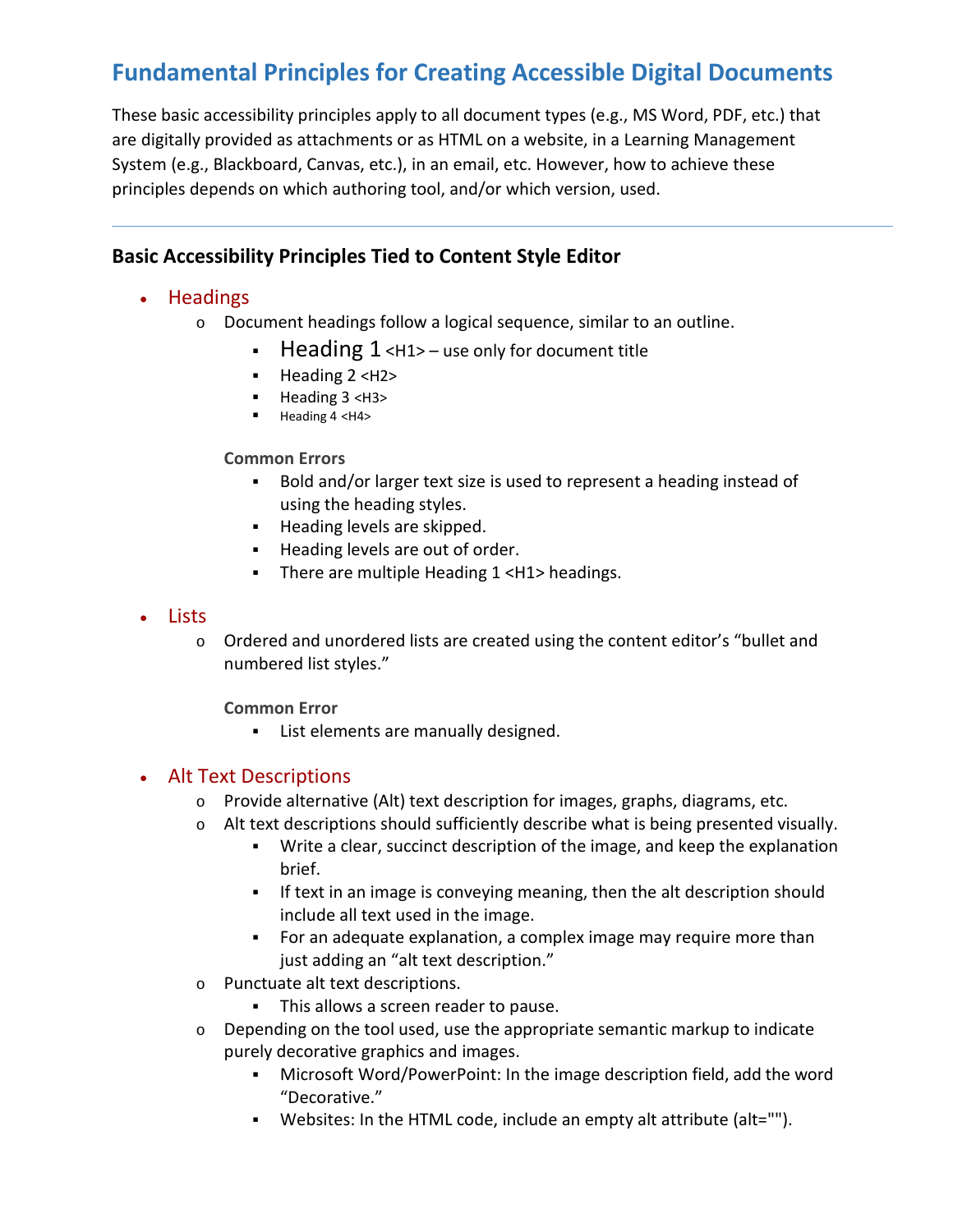# Fundamental Principles for Creating Accessible Digital Documents

These basic accessibility principles apply to all document types (e.g., MS Word, PDF, etc.) that are digitally provided as attachments or as HTML on a website, in a Learning Management System (e.g., Blackboard, Canvas, etc.), in an email, etc. However, how to achieve these principles depends on which authoring tool, and/or which version, used.

---

## Basic Accessibility Principles Tied to Content Style Editor

- Headings
  - Document headings follow a logical sequence, similar to an outline.
    - Heading 1 <H1> – use only for document title
    - Heading 2 <H2>
    - Heading 3 <H3>
    - Heading 4 <H4>

    **Common Errors**
    - Bold and/or larger text size is used to represent a heading instead of using the heading styles.
    - Heading levels are skipped.
    - Heading levels are out of order.
    - There are multiple Heading 1 <H1> headings.

- Lists
  - Ordered and unordered lists are created using the content editor's "bullet and numbered list styles."

    **Common Error**
    - List elements are manually designed.

- Alt Text Descriptions
  - Provide alternative (Alt) text description for images, graphs, diagrams, etc.
  - Alt text descriptions should sufficiently describe what is being presented visually.
    - Write a clear, succinct description of the image, and keep the explanation brief.
    - If text in an image is conveying meaning, then the alt description should include all text used in the image.
    - For an adequate explanation, a complex image may require more than just adding an "alt text description."
  - Punctuate alt text descriptions.
    - This allows a screen reader to pause.
  - Depending on the tool used, use the appropriate semantic markup to indicate purely decorative graphics and images.
    - Microsoft Word/PowerPoint: In the image description field, add the word "Decorative."
    - Websites: In the HTML code, include an empty alt attribute (alt="").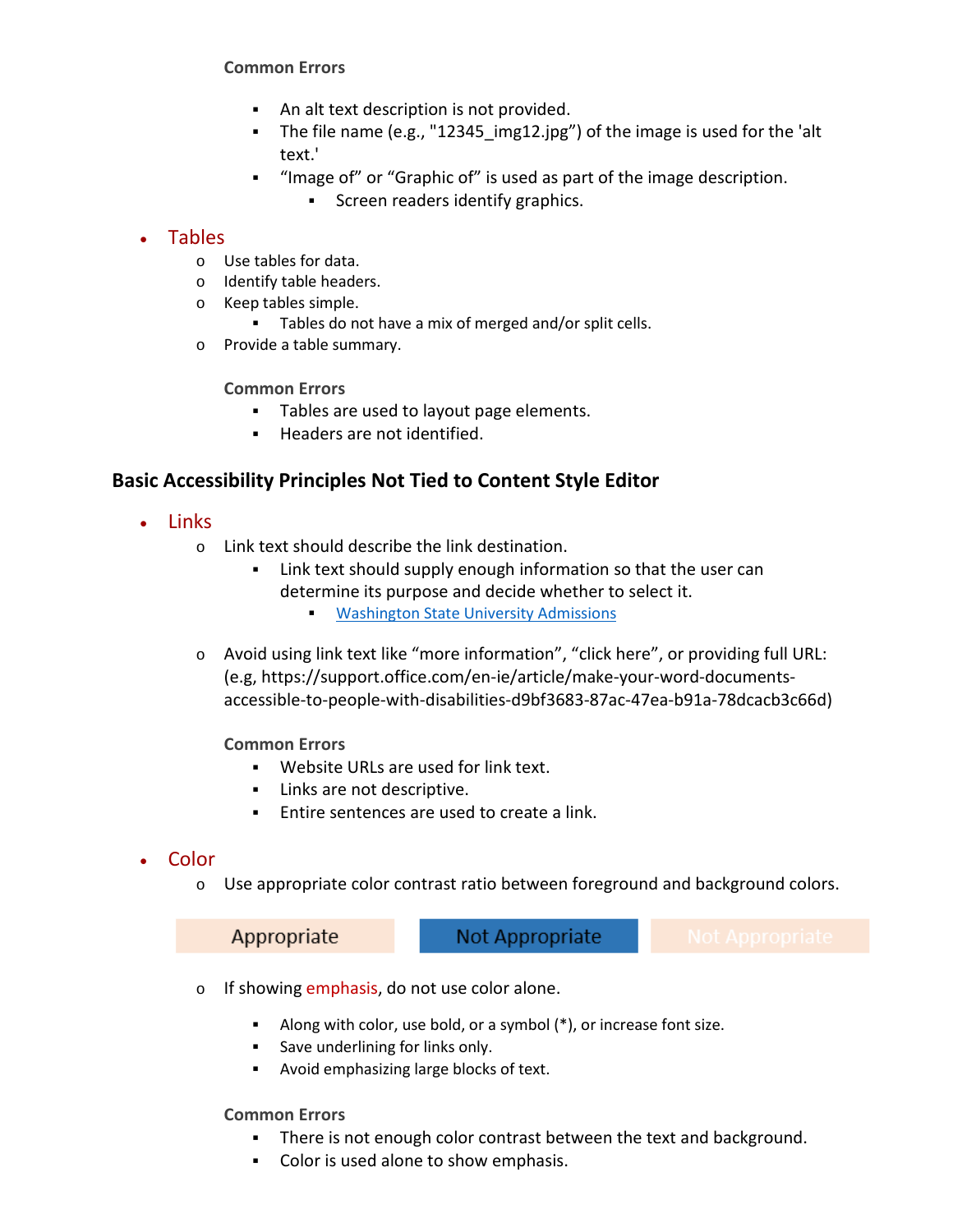**Common Errors**

- An alt text description is not provided.
- The file name (e.g., "12345_img12.jpg") of the image is used for the 'alt text.'
- "Image of" or "Graphic of" is used as part of the image description.
  - Screen readers identify graphics.

- Tables
  - Use tables for data.
  - Identify table headers.
  - Keep tables simple.
    - Tables do not have a mix of merged and/or split cells.
  - Provide a table summary.

  **Common Errors**

  - Tables are used to layout page elements.
  - Headers are not identified.

## Basic Accessibility Principles Not Tied to Content Style Editor

- Links
  - Link text should describe the link destination.
    - Link text should supply enough information so that the user can determine its purpose and decide whether to select it.
      - [Washington State University Admissions]()
  - Avoid using link text like "more information", "click here", or providing full URL: (e.g, https://support.office.com/en-ie/article/make-your-word-documents-accessible-to-people-with-disabilities-d9bf3683-87ac-47ea-b91a-78dcacb3c66d)

  **Common Errors**

  - Website URLs are used for link text.
  - Links are not descriptive.
  - Entire sentences are used to create a link.

- Color
  - Use appropriate color contrast ratio between foreground and background colors.

  Appropriate | Not Appropriate | Not Appropriate

  - If showing emphasis, do not use color alone.
    - Along with color, use bold, or a symbol (*), or increase font size.
    - Save underlining for links only.
    - Avoid emphasizing large blocks of text.

  **Common Errors**

  - There is not enough color contrast between the text and background.
  - Color is used alone to show emphasis.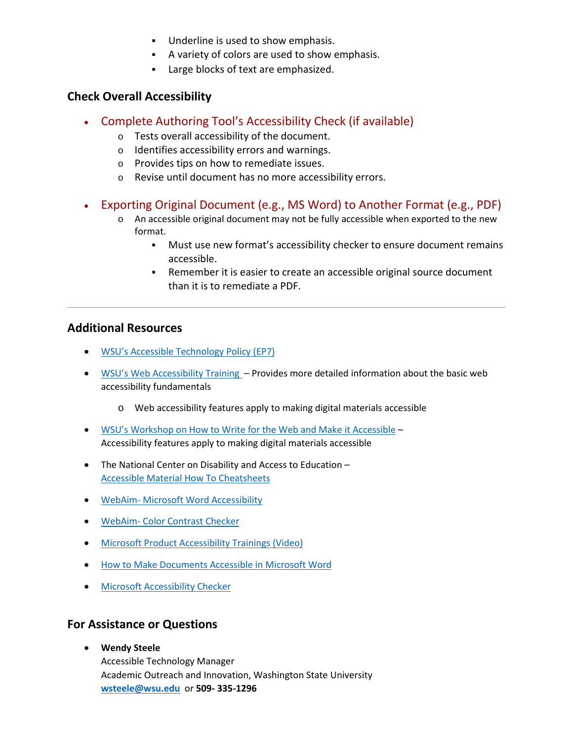- Underline is used to show emphasis.
        - A variety of colors are used to show emphasis.
        - Large blocks of text are emphasized.

### Check Overall Accessibility

- Complete Authoring Tool's Accessibility Check (if available)
    - Tests overall accessibility of the document.
    - Identifies accessibility errors and warnings.
    - Provides tips on how to remediate issues.
    - Revise until document has no more accessibility errors.

- Exporting Original Document (e.g., MS Word) to Another Format (e.g., PDF)
    - An accessible original document may not be fully accessible when exported to the new format.
        - Must use new format's accessibility checker to ensure document remains accessible.
        - Remember it is easier to create an accessible original source document than it is to remediate a PDF.

---

### Additional Resources

- WSU's Accessible Technology Policy (EP7)
- WSU's Web Accessibility Training – Provides more detailed information about the basic web accessibility fundamentals
    - Web accessibility features apply to making digital materials accessible
- WSU's Workshop on How to Write for the Web and Make it Accessible – Accessibility features apply to making digital materials accessible
- The National Center on Disability and Access to Education – Accessible Material How To Cheatsheets
- WebAim- Microsoft Word Accessibility
- WebAim- Color Contrast Checker
- Microsoft Product Accessibility Trainings (Video)
- How to Make Documents Accessible in Microsoft Word
- Microsoft Accessibility Checker

### For Assistance or Questions

- **Wendy Steele**
  Accessible Technology Manager
  Academic Outreach and Innovation, Washington State University
  **wsteele@wsu.edu** or **509- 335-1296**